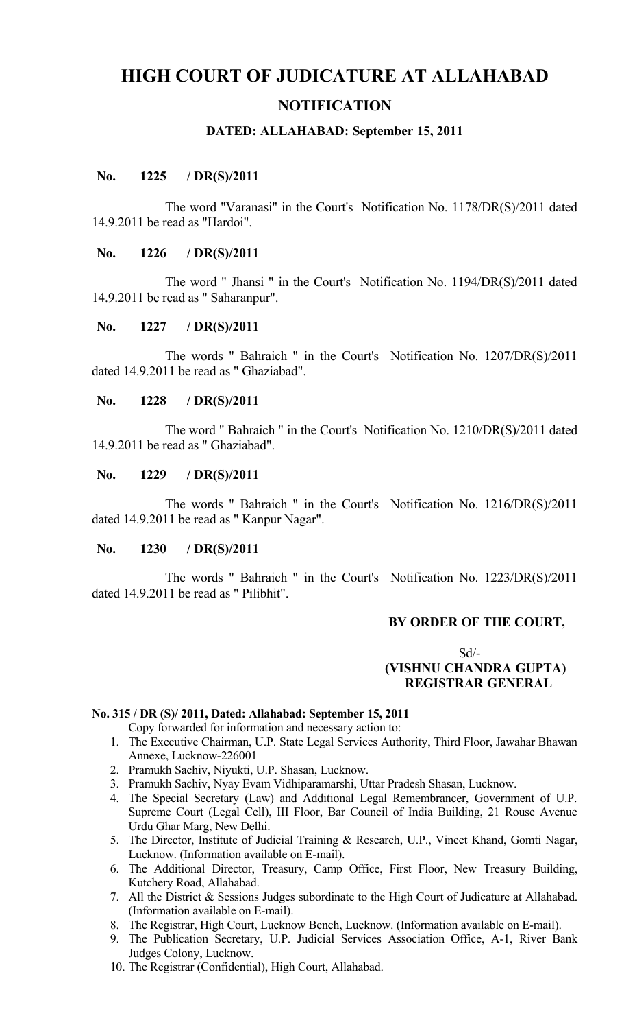# HIGH COURT OF JUDICATURE AT ALLAHABAD

## NOTIFICATION

### DATED: ALLAHABAD: September 15, 2011

**No. 1225 / DR(S)/2011**

The word "Varanasi" in the Court's Notification No. 1178/DR(S)/2011 dated 14.9.2011 be read as "Hardoi".

**No. 1226 / DR(S)/2011**

The word " Jhansi " in the Court's Notification No. 1194/DR(S)/2011 dated 14.9.2011 be read as " Saharanpur".

**No. 1227 / DR(S)/2011**

The words " Bahraich " in the Court's Notification No. 1207/DR(S)/2011 dated 14.9.2011 be read as " Ghaziabad".

**No. 1228 / DR(S)/2011**

The word " Bahraich " in the Court's Notification No. 1210/DR(S)/2011 dated 14.9.2011 be read as " Ghaziabad".

**No. 1229 / DR(S)/2011**

The words " Bahraich " in the Court's Notification No. 1216/DR(S)/2011 dated 14.9.2011 be read as " Kanpur Nagar".

**No. 1230 / DR(S)/2011**

The words " Bahraich " in the Court's Notification No. 1223/DR(S)/2011 dated 14.9.2011 be read as " Pilibhit".

**BY ORDER OF THE COURT,**

Sd/-
**(VISHNU CHANDRA GUPTA)**
**REGISTRAR GENERAL**

**No. 315 / DR (S)/ 2011, Dated: Allahabad: September 15, 2011**

Copy forwarded for information and necessary action to:

1. The Executive Chairman, U.P. State Legal Services Authority, Third Floor, Jawahar Bhawan Annexe, Lucknow-226001
2. Pramukh Sachiv, Niyukti, U.P. Shasan, Lucknow.
3. Pramukh Sachiv, Nyay Evam Vidhiparamarshi, Uttar Pradesh Shasan, Lucknow.
4. The Special Secretary (Law) and Additional Legal Remembrancer, Government of U.P. Supreme Court (Legal Cell), III Floor, Bar Council of India Building, 21 Rouse Avenue Urdu Ghar Marg, New Delhi.
5. The Director, Institute of Judicial Training & Research, U.P., Vineet Khand, Gomti Nagar, Lucknow. (Information available on E-mail).
6. The Additional Director, Treasury, Camp Office, First Floor, New Treasury Building, Kutchery Road, Allahabad.
7. All the District & Sessions Judges subordinate to the High Court of Judicature at Allahabad. (Information available on E-mail).
8. The Registrar, High Court, Lucknow Bench, Lucknow. (Information available on E-mail).
9. The Publication Secretary, U.P. Judicial Services Association Office, A-1, River Bank Judges Colony, Lucknow.
10. The Registrar (Confidential), High Court, Allahabad.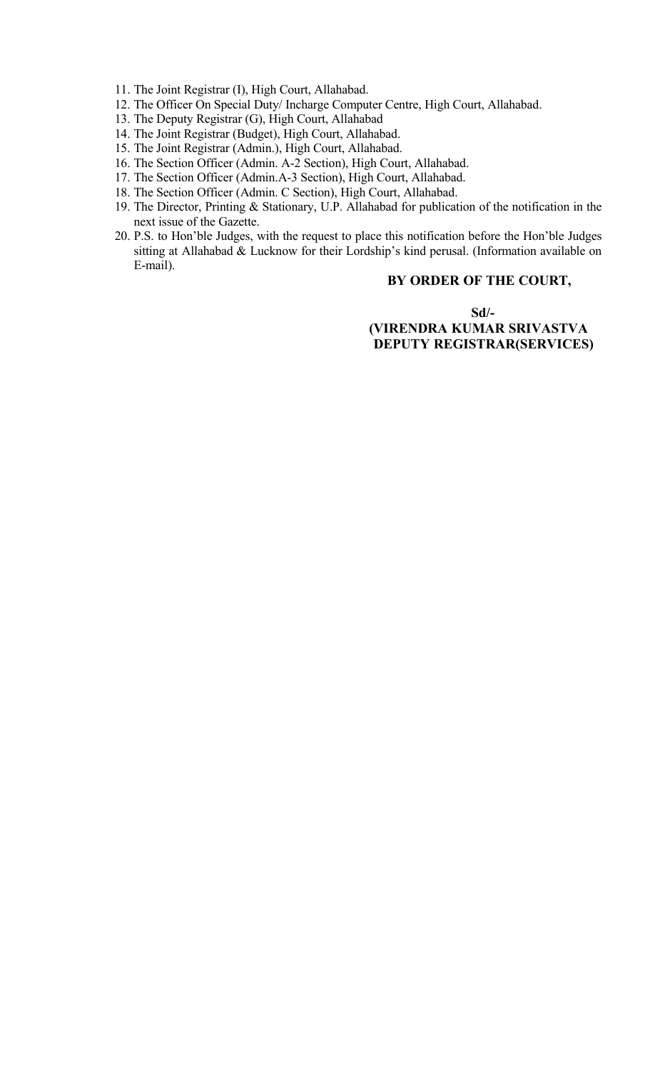11. The Joint Registrar (I), High Court, Allahabad.
12. The Officer On Special Duty/ Incharge Computer Centre, High Court, Allahabad.
13. The Deputy Registrar (G), High Court, Allahabad
14. The Joint Registrar (Budget), High Court, Allahabad.
15. The Joint Registrar (Admin.), High Court, Allahabad.
16. The Section Officer (Admin. A-2 Section), High Court, Allahabad.
17. The Section Officer (Admin.A-3 Section), High Court, Allahabad.
18. The Section Officer (Admin. C Section), High Court, Allahabad.
19. The Director, Printing & Stationary, U.P. Allahabad for publication of the notification in the next issue of the Gazette.
20. P.S. to Hon'ble Judges, with the request to place this notification before the Hon'ble Judges sitting at Allahabad & Lucknow for their Lordship's kind perusal. (Information available on E-mail).

**BY ORDER OF THE COURT,**

**Sd/-**
**(VIRENDRA KUMAR SRIVASTVA**
**DEPUTY REGISTRAR(SERVICES)**